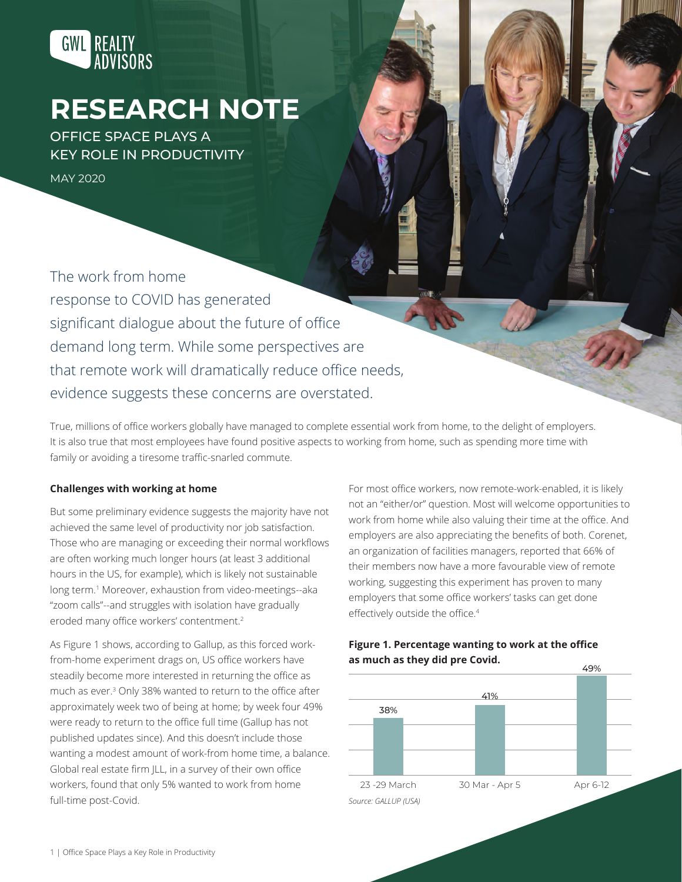GWL REALTY ADVISORS

# RESEARCH NOTE

## OFFICE SPACE PLAYS A KEY ROLE IN PRODUCTIVITY

MAY 2020

The work from home response to COVID has generated significant dialogue about the future of office demand long term. While some perspectives are that remote work will dramatically reduce office needs, evidence suggests these concerns are overstated.

True, millions of office workers globally have managed to complete essential work from home, to the delight of employers. It is also true that most employees have found positive aspects to working from home, such as spending more time with family or avoiding a tiresome traffic-snarled commute.

**Challenges with working at home**

But some preliminary evidence suggests the majority have not achieved the same level of productivity nor job satisfaction. Those who are managing or exceeding their normal workflows are often working much longer hours (at least 3 additional hours in the US, for example), which is likely not sustainable long term.[1] Moreover, exhaustion from video-meetings--aka "zoom calls"--and struggles with isolation have gradually eroded many office workers' contentment.[2]

As Figure 1 shows, according to Gallup, as this forced work-from-home experiment drags on, US office workers have steadily become more interested in returning the office as much as ever.[3] Only 38% wanted to return to the office after approximately week two of being at home; by week four 49% were ready to return to the office full time (Gallup has not published updates since). And this doesn't include those wanting a modest amount of work-from home time, a balance. Global real estate firm JLL, in a survey of their own office workers, found that only 5% wanted to work from home full-time post-Covid.

For most office workers, now remote-work-enabled, it is likely not an "either/or" question. Most will welcome opportunities to work from home while also valuing their time at the office. And employers are also appreciating the benefits of both. Corenet, an organization of facilities managers, reported that 66% of their members now have a more favourable view of remote working, suggesting this experiment has proven to many employers that some office workers' tasks can get done effectively outside the office.[4]

**Figure 1. Percentage wanting to work at the office as much as they did pre Covid.**

| Period | Percentage |
|---|---|
| 23 -29 March | 38% |
| 30 Mar - Apr 5 | 41% |
| Apr 6-12 | 49% |

*Source: GALLUP (USA)*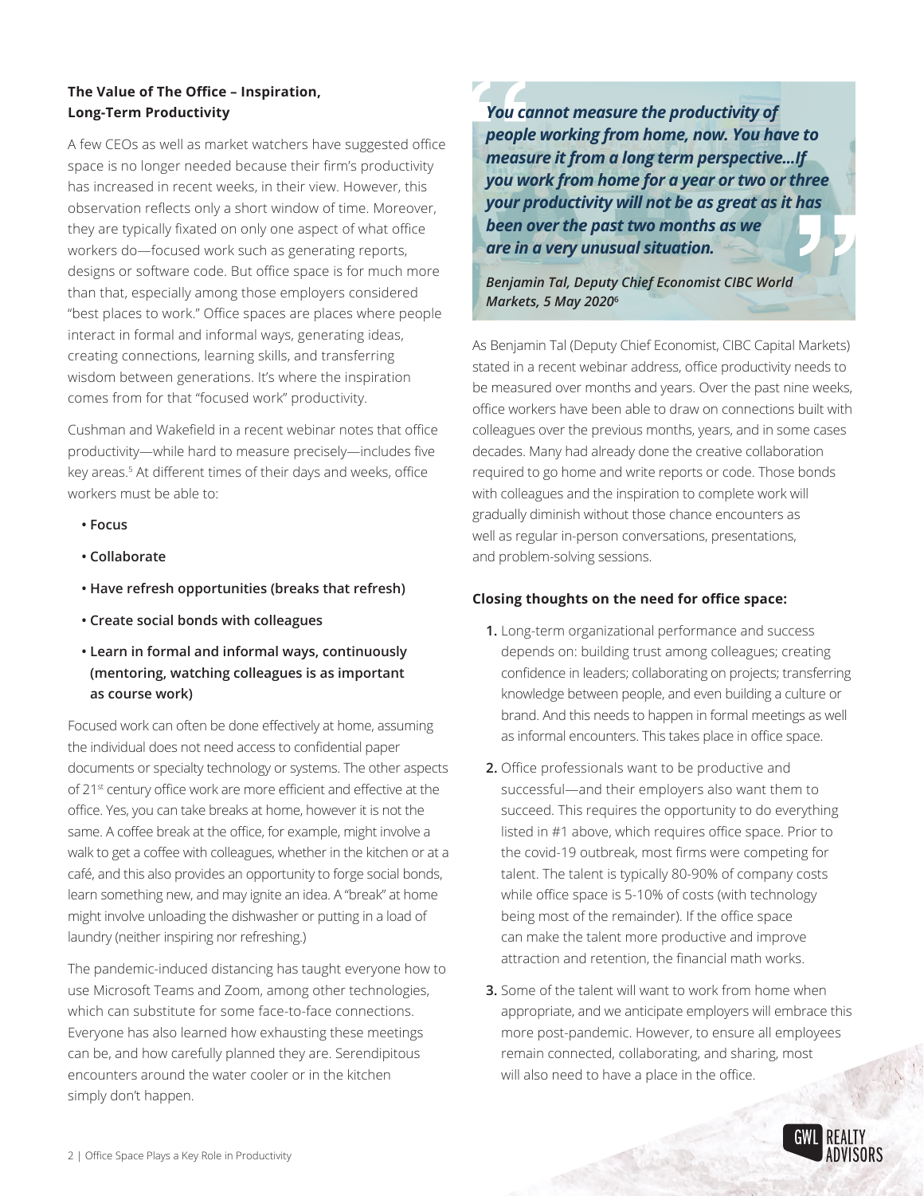**The Value of The Office – Inspiration, Long-Term Productivity**

A few CEOs as well as market watchers have suggested office space is no longer needed because their firm's productivity has increased in recent weeks, in their view. However, this observation reflects only a short window of time. Moreover, they are typically fixated on only one aspect of what office workers do—focused work such as generating reports, designs or software code. But office space is for much more than that, especially among those employers considered "best places to work." Office spaces are places where people interact in formal and informal ways, generating ideas, creating connections, learning skills, and transferring wisdom between generations. It's where the inspiration comes from for that "focused work" productivity.

Cushman and Wakefield in a recent webinar notes that office productivity—while hard to measure precisely—includes five key areas.[5] At different times of their days and weeks, office workers must be able to:

- **Focus**
- **Collaborate**
- **Have refresh opportunities (breaks that refresh)**
- **Create social bonds with colleagues**
- **Learn in formal and informal ways, continuously (mentoring, watching colleagues is as important as course work)**

Focused work can often be done effectively at home, assuming the individual does not need access to confidential paper documents or specialty technology or systems. The other aspects of 21st century office work are more efficient and effective at the office. Yes, you can take breaks at home, however it is not the same. A coffee break at the office, for example, might involve a walk to get a coffee with colleagues, whether in the kitchen or at a café, and this also provides an opportunity to forge social bonds, learn something new, and may ignite an idea. A "break" at home might involve unloading the dishwasher or putting in a load of laundry (neither inspiring nor refreshing.)

The pandemic-induced distancing has taught everyone how to use Microsoft Teams and Zoom, among other technologies, which can substitute for some face-to-face connections. Everyone has also learned how exhausting these meetings can be, and how carefully planned they are. Serendipitous encounters around the water cooler or in the kitchen simply don't happen.

> ***You cannot measure the productivity of people working from home, now. You have to measure it from a long term perspective...If you work from home for a year or two or three your productivity will not be as great as it has been over the past two months as we are in a very unusual situation.***
>
> ***Benjamin Tal, Deputy Chief Economist CIBC World Markets, 5 May 2020[6]***

As Benjamin Tal (Deputy Chief Economist, CIBC Capital Markets) stated in a recent webinar address, office productivity needs to be measured over months and years. Over the past nine weeks, office workers have been able to draw on connections built with colleagues over the previous months, years, and in some cases decades. Many had already done the creative collaboration required to go home and write reports or code. Those bonds with colleagues and the inspiration to complete work will gradually diminish without those chance encounters as well as regular in-person conversations, presentations, and problem-solving sessions.

**Closing thoughts on the need for office space:**

1. Long-term organizational performance and success depends on: building trust among colleagues; creating confidence in leaders; collaborating on projects; transferring knowledge between people, and even building a culture or brand. And this needs to happen in formal meetings as well as informal encounters. This takes place in office space.
2. Office professionals want to be productive and successful—and their employers also want them to succeed. This requires the opportunity to do everything listed in #1 above, which requires office space. Prior to the covid-19 outbreak, most firms were competing for talent. The talent is typically 80-90% of company costs while office space is 5-10% of costs (with technology being most of the remainder). If the office space can make the talent more productive and improve attraction and retention, the financial math works.
3. Some of the talent will want to work from home when appropriate, and we anticipate employers will embrace this more post-pandemic. However, to ensure all employees remain connected, collaborating, and sharing, most will also need to have a place in the office.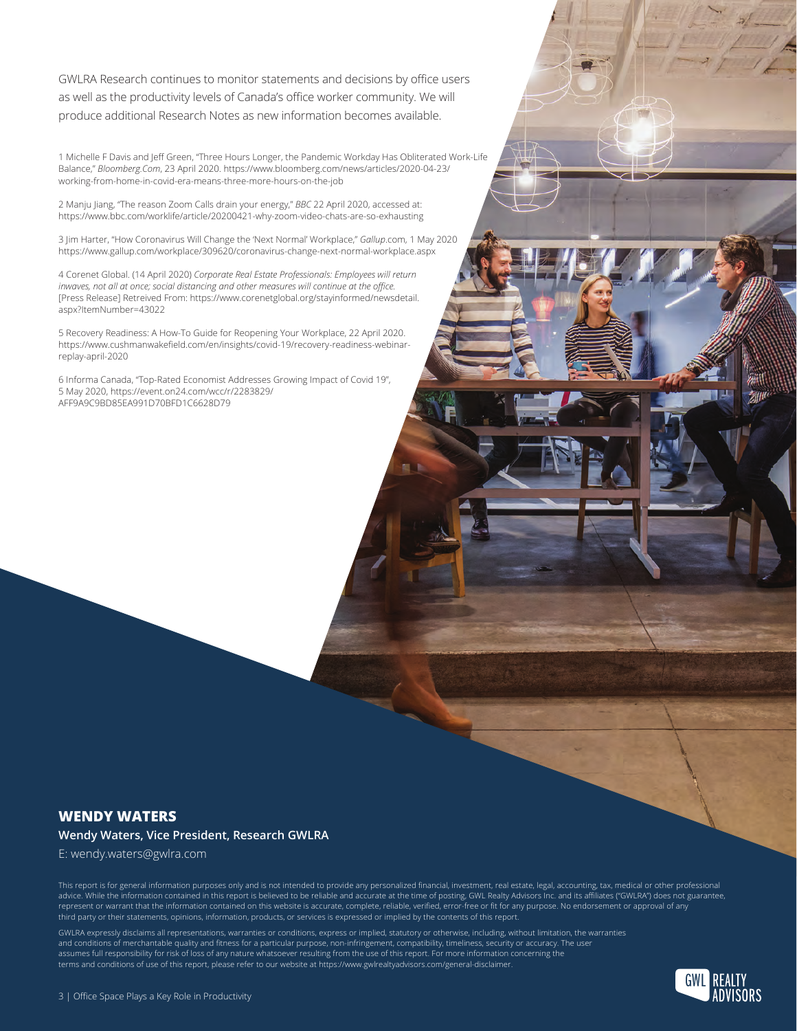GWLRA Research continues to monitor statements and decisions by office users as well as the productivity levels of Canada's office worker community. We will produce additional Research Notes as new information becomes available.

1 Michelle F Davis and Jeff Green, "Three Hours Longer, the Pandemic Workday Has Obliterated Work-Life Balance," *Bloomberg.Com*, 23 April 2020. https://www.bloomberg.com/news/articles/2020-04-23/working-from-home-in-covid-era-means-three-more-hours-on-the-job

2 Manju Jiang, "The reason Zoom Calls drain your energy," *BBC* 22 April 2020, accessed at: https://www.bbc.com/worklife/article/20200421-why-zoom-video-chats-are-so-exhausting

3 Jim Harter, "How Coronavirus Will Change the 'Next Normal' Workplace," *Gallup*.com, 1 May 2020 https://www.gallup.com/workplace/309620/coronavirus-change-next-normal-workplace.aspx

4 Corenet Global. (14 April 2020) *Corporate Real Estate Professionals: Employees will return inwaves, not all at once; social distancing and other measures will continue at the office.* [Press Release] Retreived From: https://www.corenetglobal.org/stayinformed/newsdetail.aspx?ItemNumber=43022

5 Recovery Readiness: A How-To Guide for Reopening Your Workplace, 22 April 2020. https://www.cushmanwakefield.com/en/insights/covid-19/recovery-readiness-webinar-replay-april-2020

6 Informa Canada, "Top-Rated Economist Addresses Growing Impact of Covid 19", 5 May 2020, https://event.on24.com/wcc/r/2283829/AFF9A9C9BD85EA991D70BFD1C6628D79

**WENDY WATERS**

**Wendy Waters, Vice President, Research GWLRA**

E: wendy.waters@gwlra.com

This report is for general information purposes only and is not intended to provide any personalized financial, investment, real estate, legal, accounting, tax, medical or other professional advice. While the information contained in this report is believed to be reliable and accurate at the time of posting, GWL Realty Advisors Inc. and its affiliates ("GWLRA") does not guarantee, represent or warrant that the information contained on this website is accurate, complete, reliable, verified, error-free or fit for any purpose. No endorsement or approval of any third party or their statements, opinions, information, products, or services is expressed or implied by the contents of this report.

GWLRA expressly disclaims all representations, warranties or conditions, express or implied, statutory or otherwise, including, without limitation, the warranties and conditions of merchantable quality and fitness for a particular purpose, non-infringement, compatibility, timeliness, security or accuracy. The user assumes full responsibility for risk of loss of any nature whatsoever resulting from the use of this report. For more information concerning the terms and conditions of use of this report, please refer to our website at https://www.gwlrealtyadvisors.com/general-disclaimer.

GWL REALTY ADVISORS